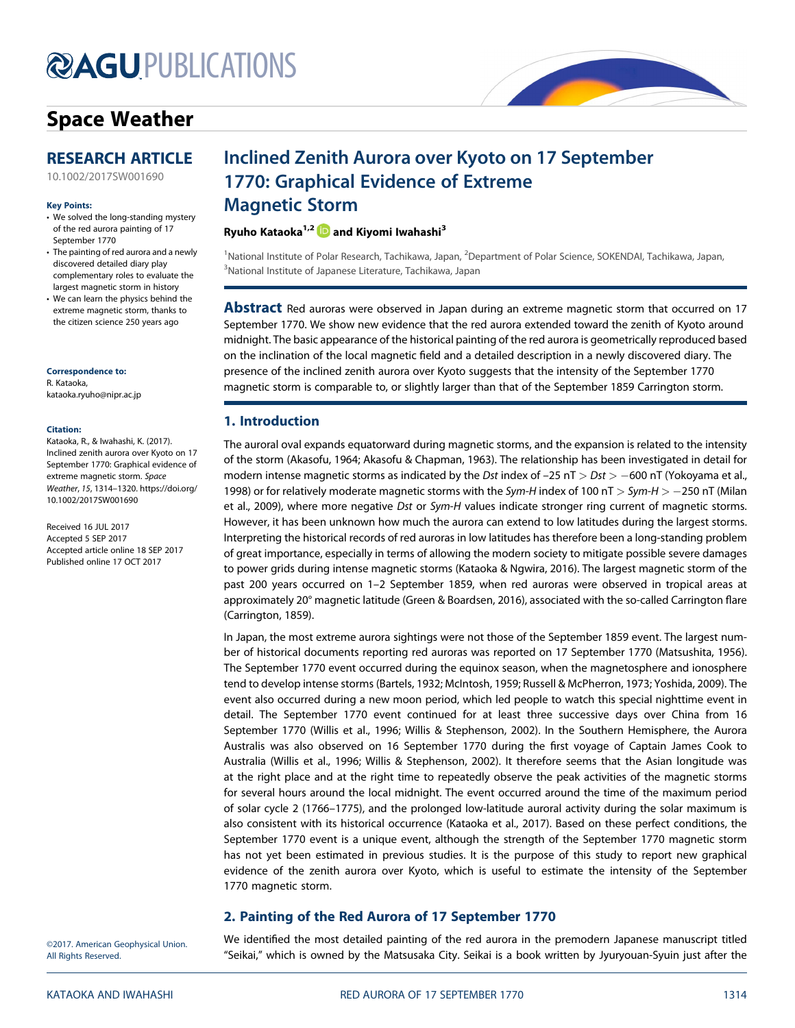# Space Weather

## RESEARCH ARTICLE

10.1002/2017SW001690

**Key Points:**

- We solved the long-standing mystery of the red aurora painting of 17 September 1770
- The painting of red aurora and a newly discovered detailed diary play complementary roles to evaluate the largest magnetic storm in history
- We can learn the physics behind the extreme magnetic storm, thanks to the citizen science 250 years ago

**Correspondence to:**
R. Kataoka,
kataoka.ryuho@nipr.ac.jp

**Citation:**
Kataoka, R., & Iwahashi, K. (2017). Inclined zenith aurora over Kyoto on 17 September 1770: Graphical evidence of extreme magnetic storm. *Space Weather*, *15*, 1314–1320. https://doi.org/10.1002/2017SW001690

Received 16 JUL 2017
Accepted 5 SEP 2017
Accepted article online 18 SEP 2017
Published online 17 OCT 2017

©2017. American Geophysical Union. All Rights Reserved.

# Inclined Zenith Aurora over Kyoto on 17 September 1770: Graphical Evidence of Extreme Magnetic Storm

**Ryuho Kataoka[1,2] and Kiyomi Iwahashi[3]**

[1]National Institute of Polar Research, Tachikawa, Japan, [2]Department of Polar Science, SOKENDAI, Tachikawa, Japan, [3]National Institute of Japanese Literature, Tachikawa, Japan

**Abstract** Red auroras were observed in Japan during an extreme magnetic storm that occurred on 17 September 1770. We show new evidence that the red aurora extended toward the zenith of Kyoto around midnight. The basic appearance of the historical painting of the red aurora is geometrically reproduced based on the inclination of the local magnetic field and a detailed description in a newly discovered diary. The presence of the inclined zenith aurora over Kyoto suggests that the intensity of the September 1770 magnetic storm is comparable to, or slightly larger than that of the September 1859 Carrington storm.

## 1. Introduction

The auroral oval expands equatorward during magnetic storms, and the expansion is related to the intensity of the storm (Akasofu, 1964; Akasofu & Chapman, 1963). The relationship has been investigated in detail for modern intense magnetic storms as indicated by the *Dst* index of $-25$ nT $> Dst > -600$ nT (Yokoyama et al., 1998) or for relatively moderate magnetic storms with the *Sym-H* index of 100 nT $> Sym\text{-}H > -250$ nT (Milan et al., 2009), where more negative *Dst* or *Sym-H* values indicate stronger ring current of magnetic storms. However, it has been unknown how much the aurora can extend to low latitudes during the largest storms. Interpreting the historical records of red auroras in low latitudes has therefore been a long-standing problem of great importance, especially in terms of allowing the modern society to mitigate possible severe damages to power grids during intense magnetic storms (Kataoka & Ngwira, 2016). The largest magnetic storm of the past 200 years occurred on 1–2 September 1859, when red auroras were observed in tropical areas at approximately 20° magnetic latitude (Green & Boardsen, 2016), associated with the so-called Carrington flare (Carrington, 1859).

In Japan, the most extreme aurora sightings were not those of the September 1859 event. The largest number of historical documents reporting red auroras was reported on 17 September 1770 (Matsushita, 1956). The September 1770 event occurred during the equinox season, when the magnetosphere and ionosphere tend to develop intense storms (Bartels, 1932; McIntosh, 1959; Russell & McPherron, 1973; Yoshida, 2009). The event also occurred during a new moon period, which led people to watch this special nighttime event in detail. The September 1770 event continued for at least three successive days over China from 16 September 1770 (Willis et al., 1996; Willis & Stephenson, 2002). In the Southern Hemisphere, the Aurora Australis was also observed on 16 September 1770 during the first voyage of Captain James Cook to Australia (Willis et al., 1996; Willis & Stephenson, 2002). It therefore seems that the Asian longitude was at the right place and at the right time to repeatedly observe the peak activities of the magnetic storms for several hours around the local midnight. The event occurred around the time of the maximum period of solar cycle 2 (1766–1775), and the prolonged low-latitude auroral activity during the solar maximum is also consistent with its historical occurrence (Kataoka et al., 2017). Based on these perfect conditions, the September 1770 event is a unique event, although the strength of the September 1770 magnetic storm has not yet been estimated in previous studies. It is the purpose of this study to report new graphical evidence of the zenith aurora over Kyoto, which is useful to estimate the intensity of the September 1770 magnetic storm.

## 2. Painting of the Red Aurora of 17 September 1770

We identified the most detailed painting of the red aurora in the premodern Japanese manuscript titled "Seikai," which is owned by the Matsusaka City. Seikai is a book written by Jyuryouan-Syuin just after the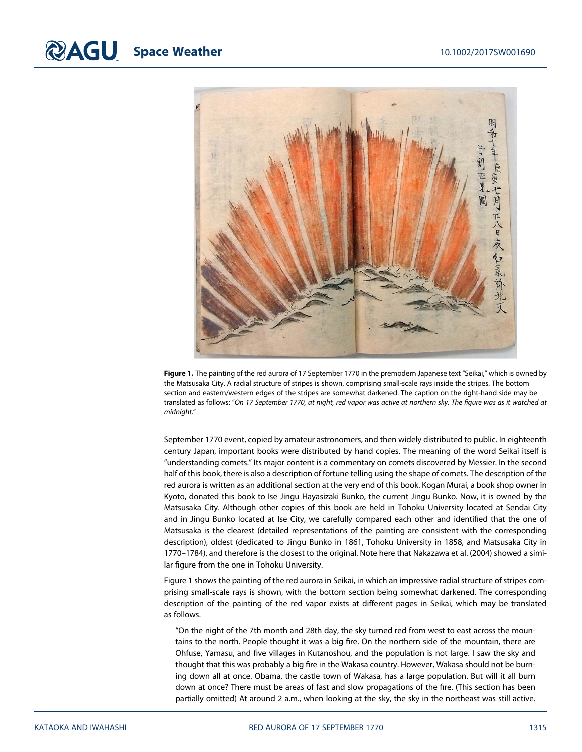**Figure 1.** The painting of the red aurora of 17 September 1770 in the premodern Japanese text "Seikai," which is owned by the Matsusaka City. A radial structure of stripes is shown, comprising small-scale rays inside the stripes. The bottom section and eastern/western edges of the stripes are somewhat darkened. The caption on the right-hand side may be translated as follows: "*On 17 September 1770, at night, red vapor was active at northern sky. The figure was as it watched at midnight.*"

September 1770 event, copied by amateur astronomers, and then widely distributed to public. In eighteenth century Japan, important books were distributed by hand copies. The meaning of the word Seikai itself is "understanding comets." Its major content is a commentary on comets discovered by Messier. In the second half of this book, there is also a description of fortune telling using the shape of comets. The description of the red aurora is written as an additional section at the very end of this book. Kogan Murai, a book shop owner in Kyoto, donated this book to Ise Jingu Hayasizaki Bunko, the current Jingu Bunko. Now, it is owned by the Matsusaka City. Although other copies of this book are held in Tohoku University located at Sendai City and in Jingu Bunko located at Ise City, we carefully compared each other and identified that the one of Matsusaka is the clearest (detailed representations of the painting are consistent with the corresponding description), oldest (dedicated to Jingu Bunko in 1861, Tohoku University in 1858, and Matsusaka City in 1770–1784), and therefore is the closest to the original. Note here that Nakazawa et al. (2004) showed a similar figure from the one in Tohoku University.

Figure 1 shows the painting of the red aurora in Seikai, in which an impressive radial structure of stripes comprising small-scale rays is shown, with the bottom section being somewhat darkened. The corresponding description of the painting of the red vapor exists at different pages in Seikai, which may be translated as follows.

> "On the night of the 7th month and 28th day, the sky turned red from west to east across the mountains to the north. People thought it was a big fire. On the northern side of the mountain, there are Ohfuse, Yamasu, and five villages in Kutanoshou, and the population is not large. I saw the sky and thought that this was probably a big fire in the Wakasa country. However, Wakasa should not be burning down all at once. Obama, the castle town of Wakasa, has a large population. But will it all burn down at once? There must be areas of fast and slow propagations of the fire. (This section has been partially omitted) At around 2 a.m., when looking at the sky, the sky in the northeast was still active.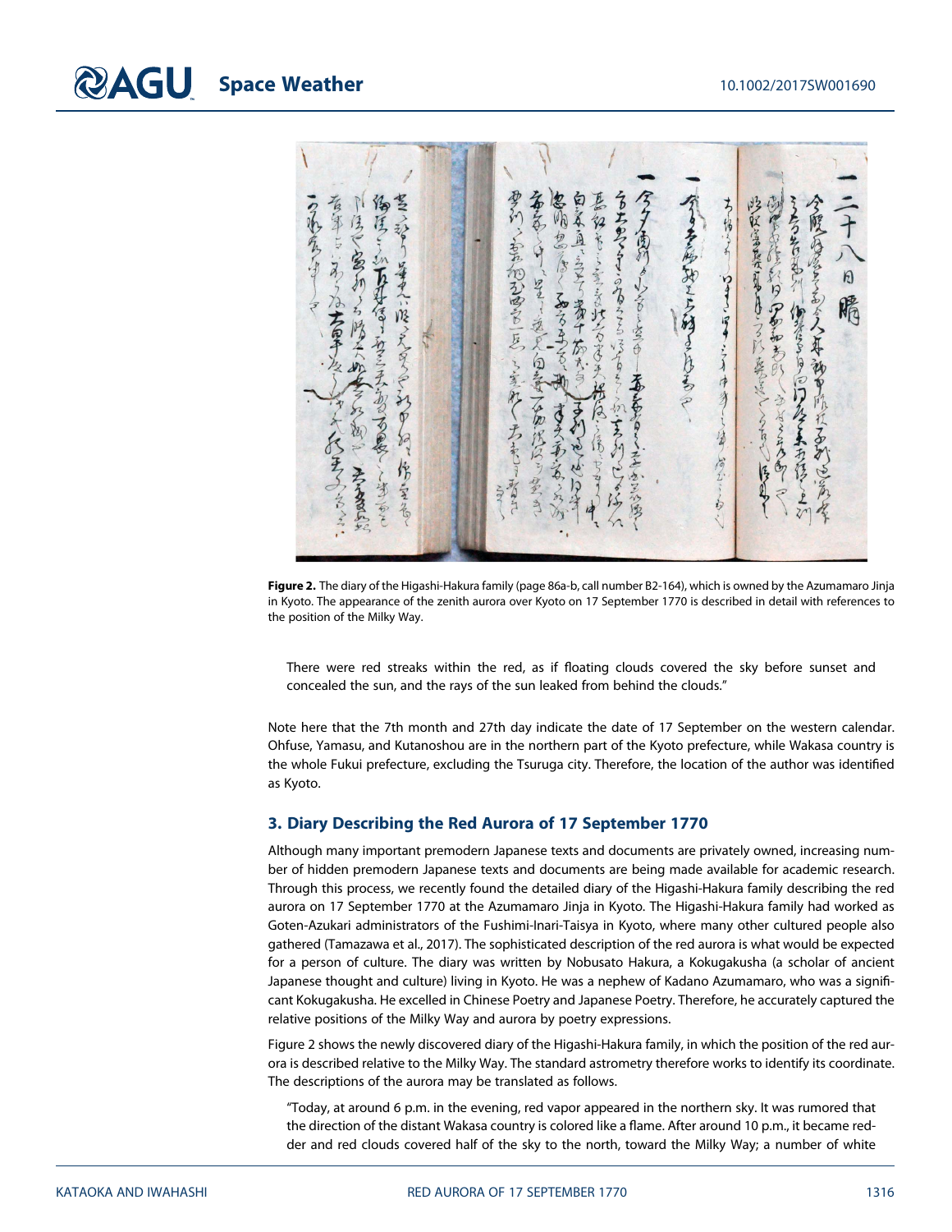**Figure 2.** The diary of the Higashi-Hakura family (page 86a-b, call number B2-164), which is owned by the Azumamaro Jinja in Kyoto. The appearance of the zenith aurora over Kyoto on 17 September 1770 is described in detail with references to the position of the Milky Way.

> There were red streaks within the red, as if floating clouds covered the sky before sunset and concealed the sun, and the rays of the sun leaked from behind the clouds."

Note here that the 7th month and 27th day indicate the date of 17 September on the western calendar. Ohfuse, Yamasu, and Kutanoshou are in the northern part of the Kyoto prefecture, while Wakasa country is the whole Fukui prefecture, excluding the Tsuruga city. Therefore, the location of the author was identified as Kyoto.

## 3. Diary Describing the Red Aurora of 17 September 1770

Although many important premodern Japanese texts and documents are privately owned, increasing number of hidden premodern Japanese texts and documents are being made available for academic research. Through this process, we recently found the detailed diary of the Higashi-Hakura family describing the red aurora on 17 September 1770 at the Azumamaro Jinja in Kyoto. The Higashi-Hakura family had worked as Goten-Azukari administrators of the Fushimi-Inari-Taisya in Kyoto, where many other cultured people also gathered (Tamazawa et al., 2017). The sophisticated description of the red aurora is what would be expected for a person of culture. The diary was written by Nobusato Hakura, a Kokugakusha (a scholar of ancient Japanese thought and culture) living in Kyoto. He was a nephew of Kadano Azumamaro, who was a significant Kokugakusha. He excelled in Chinese Poetry and Japanese Poetry. Therefore, he accurately captured the relative positions of the Milky Way and aurora by poetry expressions.

Figure 2 shows the newly discovered diary of the Higashi-Hakura family, in which the position of the red aurora is described relative to the Milky Way. The standard astrometry therefore works to identify its coordinate. The descriptions of the aurora may be translated as follows.

> "Today, at around 6 p.m. in the evening, red vapor appeared in the northern sky. It was rumored that the direction of the distant Wakasa country is colored like a flame. After around 10 p.m., it became redder and red clouds covered half of the sky to the north, toward the Milky Way; a number of white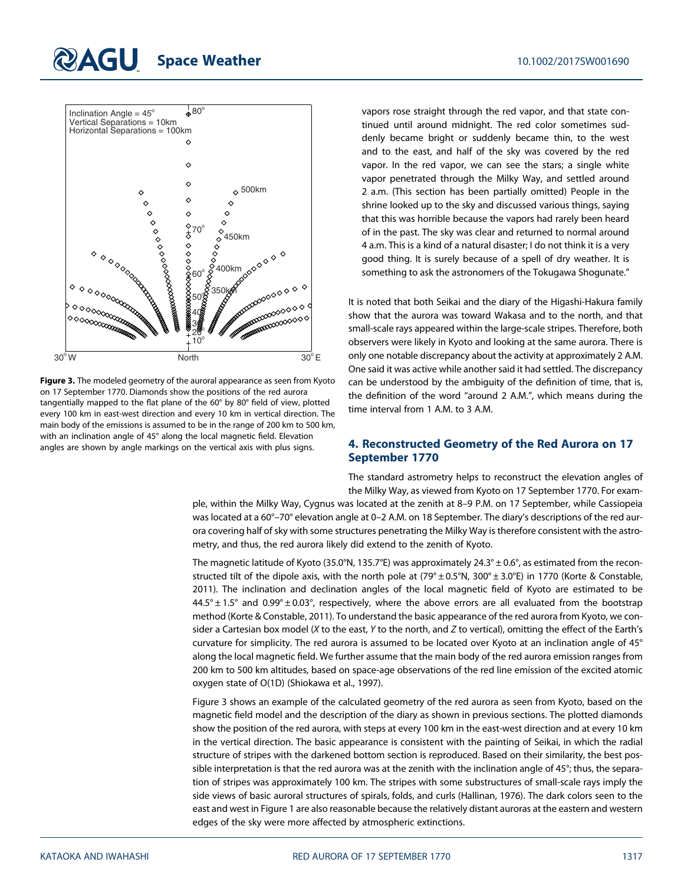vapors rose straight through the red vapor, and that state continued until around midnight. The red color sometimes suddenly became bright or suddenly became thin, to the west and to the east, and half of the sky was covered by the red vapor. In the red vapor, we can see the stars; a single white vapor penetrated through the Milky Way, and settled around 2 a.m. (This section has been partially omitted) People in the shrine looked up to the sky and discussed various things, saying that this was horrible because the vapors had rarely been heard of in the past. The sky was clear and returned to normal around 4 a.m. This is a kind of a natural disaster; I do not think it is a very good thing. It is surely because of a spell of dry weather. It is something to ask the astronomers of the Tokugawa Shogunate."

It is noted that both Seikai and the diary of the Higashi-Hakura family show that the aurora was toward Wakasa and to the north, and that small-scale rays appeared within the large-scale stripes. Therefore, both observers were likely in Kyoto and looking at the same aurora. There is only one notable discrepancy about the activity at approximately 2 A.M. One said it was active while another said it had settled. The discrepancy can be understood by the ambiguity of the definition of time, that is, the definition of the word "around 2 A.M.", which means during the time interval from 1 A.M. to 3 A.M.

**Figure 3.** The modeled geometry of the auroral appearance as seen from Kyoto on 17 September 1770. Diamonds show the positions of the red aurora tangentially mapped to the flat plane of the 60° by 80° field of view, plotted every 100 km in east-west direction and every 10 km in vertical direction. The main body of the emissions is assumed to be in the range of 200 km to 500 km, with an inclination angle of 45° along the local magnetic field. Elevation angles are shown by angle markings on the vertical axis with plus signs.

## 4. Reconstructed Geometry of the Red Aurora on 17 September 1770

The standard astrometry helps to reconstruct the elevation angles of the Milky Way, as viewed from Kyoto on 17 September 1770. For example, within the Milky Way, Cygnus was located at the zenith at 8–9 P.M. on 17 September, while Cassiopeia was located at a 60°–70° elevation angle at 0–2 A.M. on 18 September. The diary's descriptions of the red aurora covering half of sky with some structures penetrating the Milky Way is therefore consistent with the astrometry, and thus, the red aurora likely did extend to the zenith of Kyoto.

The magnetic latitude of Kyoto (35.0°N, 135.7°E) was approximately 24.3° ± 0.6°, as estimated from the reconstructed tilt of the dipole axis, with the north pole at (79° ± 0.5°N, 300° ± 3.0°E) in 1770 (Korte & Constable, 2011). The inclination and declination angles of the local magnetic field of Kyoto are estimated to be 44.5° ± 1.5° and 0.99° ± 0.03°, respectively, where the above errors are all evaluated from the bootstrap method (Korte & Constable, 2011). To understand the basic appearance of the red aurora from Kyoto, we consider a Cartesian box model ($X$ to the east, $Y$ to the north, and $Z$ to vertical), omitting the effect of the Earth's curvature for simplicity. The red aurora is assumed to be located over Kyoto at an inclination angle of 45° along the local magnetic field. We further assume that the main body of the red aurora emission ranges from 200 km to 500 km altitudes, based on space-age observations of the red line emission of the excited atomic oxygen state of O(1D) (Shiokawa et al., 1997).

Figure 3 shows an example of the calculated geometry of the red aurora as seen from Kyoto, based on the magnetic field model and the description of the diary as shown in previous sections. The plotted diamonds show the position of the red aurora, with steps at every 100 km in the east-west direction and at every 10 km in the vertical direction. The basic appearance is consistent with the painting of Seikai, in which the radial structure of stripes with the darkened bottom section is reproduced. Based on their similarity, the best possible interpretation is that the red aurora was at the zenith with the inclination angle of 45°; thus, the separation of stripes was approximately 100 km. The stripes with some substructures of small-scale rays imply the side views of basic auroral structures of spirals, folds, and curls (Hallinan, 1976). The dark colors seen to the east and west in Figure 1 are also reasonable because the relatively distant auroras at the eastern and western edges of the sky were more affected by atmospheric extinctions.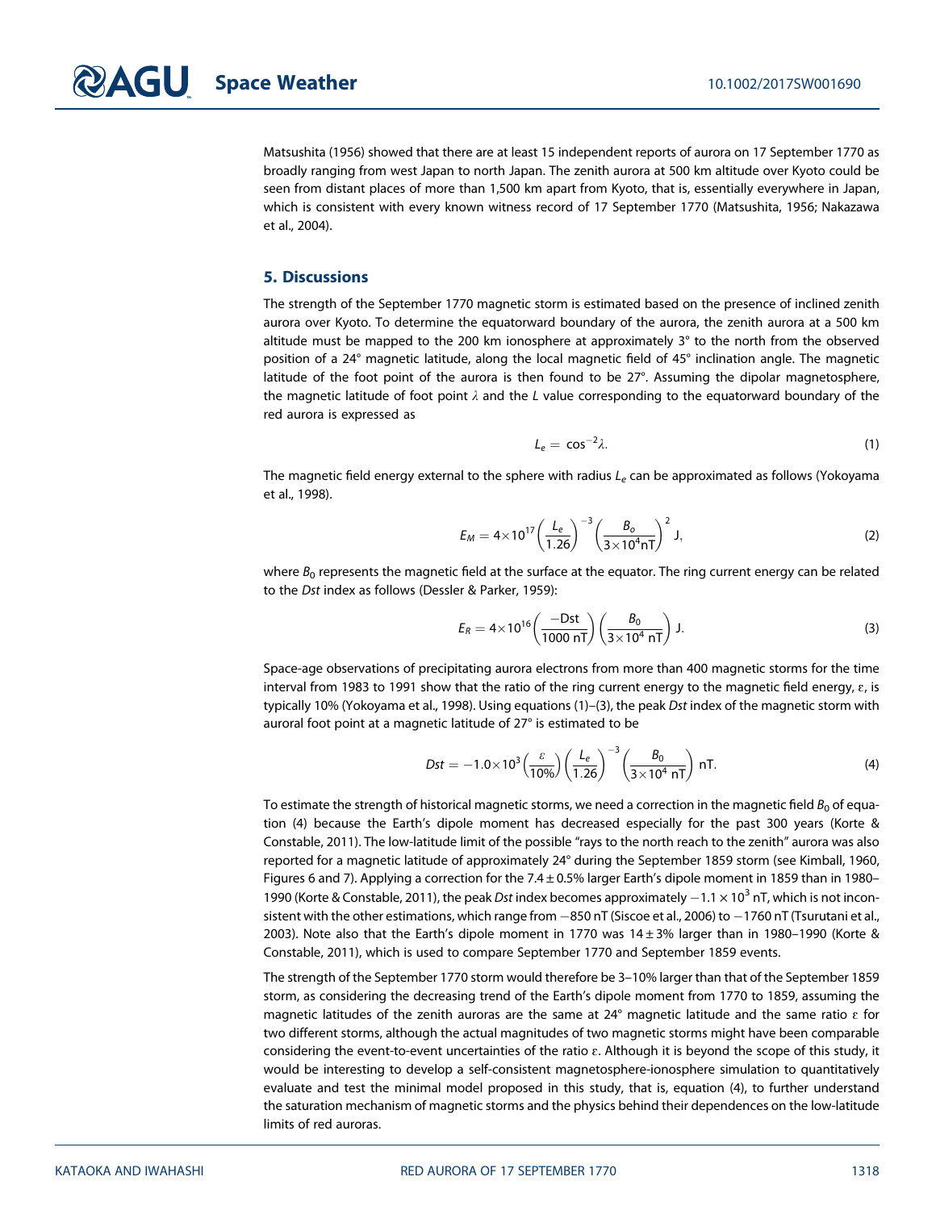Matsushita (1956) showed that there are at least 15 independent reports of aurora on 17 September 1770 as broadly ranging from west Japan to north Japan. The zenith aurora at 500 km altitude over Kyoto could be seen from distant places of more than 1,500 km apart from Kyoto, that is, essentially everywhere in Japan, which is consistent with every known witness record of 17 September 1770 (Matsushita, 1956; Nakazawa et al., 2004).

## 5. Discussions

The strength of the September 1770 magnetic storm is estimated based on the presence of inclined zenith aurora over Kyoto. To determine the equatorward boundary of the aurora, the zenith aurora at a 500 km altitude must be mapped to the 200 km ionosphere at approximately 3° to the north from the observed position of a 24° magnetic latitude, along the local magnetic field of 45° inclination angle. The magnetic latitude of the foot point of the aurora is then found to be 27°. Assuming the dipolar magnetosphere, the magnetic latitude of foot point $\lambda$ and the $L$ value corresponding to the equatorward boundary of the red aurora is expressed as

$$L_e = \cos^{-2}\lambda. \tag{1}$$

The magnetic field energy external to the sphere with radius $L_e$ can be approximated as follows (Yokoyama et al., 1998).

$$E_M = 4\times10^{17}\left(\frac{L_e}{1.26}\right)^{-3}\left(\frac{B_o}{3\times10^4\text{nT}}\right)^2 \text{J}, \tag{2}$$

where $B_0$ represents the magnetic field at the surface at the equator. The ring current energy can be related to the *Dst* index as follows (Dessler & Parker, 1959):

$$E_R = 4\times10^{16}\left(\frac{-\text{Dst}}{1000\text{ nT}}\right)\left(\frac{B_0}{3\times10^4\text{ nT}}\right) \text{J}. \tag{3}$$

Space-age observations of precipitating aurora electrons from more than 400 magnetic storms for the time interval from 1983 to 1991 show that the ratio of the ring current energy to the magnetic field energy, $\varepsilon$, is typically 10% (Yokoyama et al., 1998). Using equations (1)–(3), the peak *Dst* index of the magnetic storm with auroral foot point at a magnetic latitude of 27° is estimated to be

$$Dst = -1.0\times10^3\left(\frac{\varepsilon}{10\%}\right)\left(\frac{L_e}{1.26}\right)^{-3}\left(\frac{B_0}{3\times10^4\text{ nT}}\right) \text{nT}. \tag{4}$$

To estimate the strength of historical magnetic storms, we need a correction in the magnetic field $B_0$ of equation (4) because the Earth's dipole moment has decreased especially for the past 300 years (Korte & Constable, 2011). The low-latitude limit of the possible "rays to the north reach to the zenith" aurora was also reported for a magnetic latitude of approximately 24° during the September 1859 storm (see Kimball, 1960, Figures 6 and 7). Applying a correction for the $7.4 \pm 0.5\%$ larger Earth's dipole moment in 1859 than in 1980–1990 (Korte & Constable, 2011), the peak *Dst* index becomes approximately $-1.1 \times 10^3$ nT, which is not inconsistent with the other estimations, which range from −850 nT (Siscoe et al., 2006) to −1760 nT (Tsurutani et al., 2003). Note also that the Earth's dipole moment in 1770 was $14 \pm 3\%$ larger than in 1980–1990 (Korte & Constable, 2011), which is used to compare September 1770 and September 1859 events.

The strength of the September 1770 storm would therefore be 3–10% larger than that of the September 1859 storm, as considering the decreasing trend of the Earth's dipole moment from 1770 to 1859, assuming the magnetic latitudes of the zenith auroras are the same at 24° magnetic latitude and the same ratio $\varepsilon$ for two different storms, although the actual magnitudes of two magnetic storms might have been comparable considering the event-to-event uncertainties of the ratio $\varepsilon$. Although it is beyond the scope of this study, it would be interesting to develop a self-consistent magnetosphere-ionosphere simulation to quantitatively evaluate and test the minimal model proposed in this study, that is, equation (4), to further understand the saturation mechanism of magnetic storms and the physics behind their dependences on the low-latitude limits of red auroras.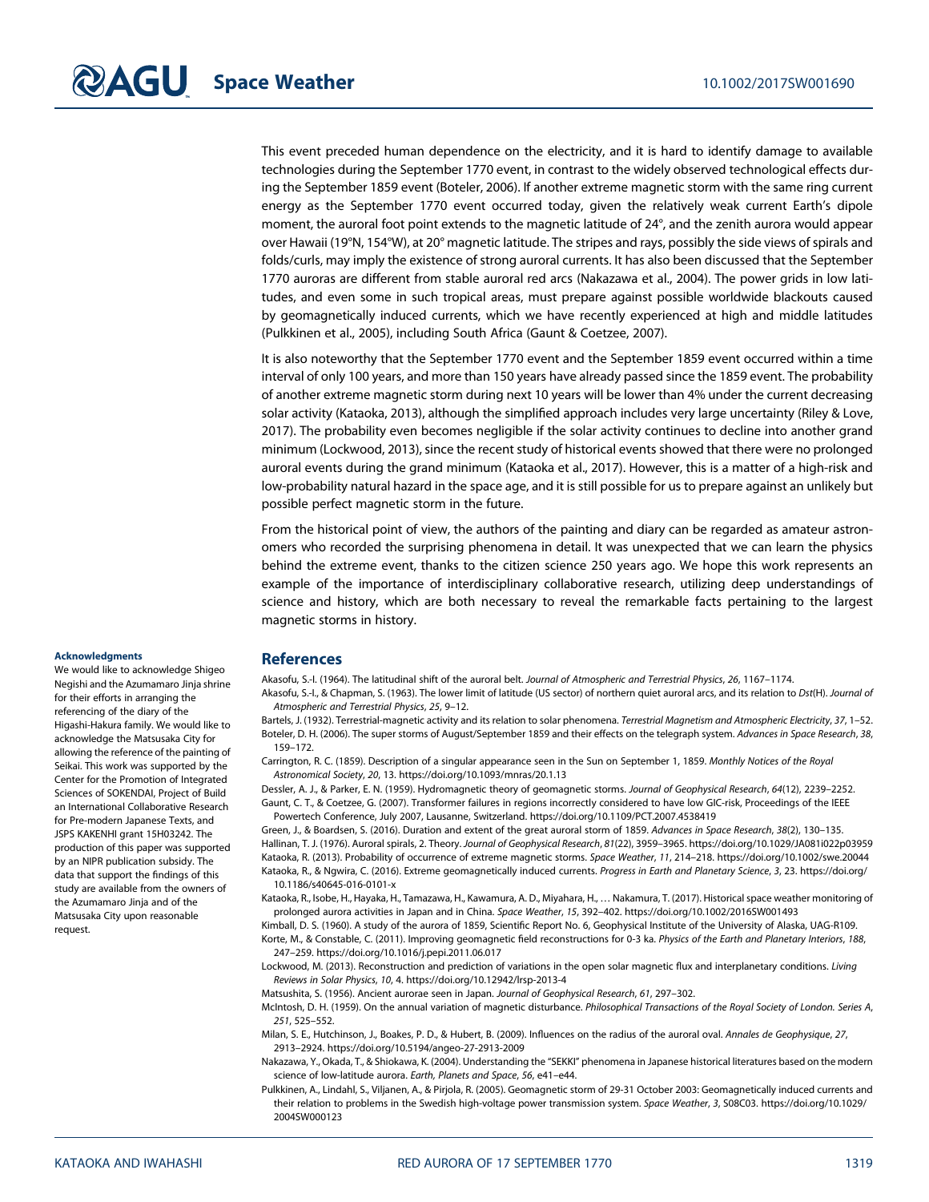This event preceded human dependence on the electricity, and it is hard to identify damage to available technologies during the September 1770 event, in contrast to the widely observed technological effects during the September 1859 event (Boteler, 2006). If another extreme magnetic storm with the same ring current energy as the September 1770 event occurred today, given the relatively weak current Earth's dipole moment, the auroral foot point extends to the magnetic latitude of 24°, and the zenith aurora would appear over Hawaii (19°N, 154°W), at 20° magnetic latitude. The stripes and rays, possibly the side views of spirals and folds/curls, may imply the existence of strong auroral currents. It has also been discussed that the September 1770 auroras are different from stable auroral red arcs (Nakazawa et al., 2004). The power grids in low latitudes, and even some in such tropical areas, must prepare against possible worldwide blackouts caused by geomagnetically induced currents, which we have recently experienced at high and middle latitudes (Pulkkinen et al., 2005), including South Africa (Gaunt & Coetzee, 2007).

It is also noteworthy that the September 1770 event and the September 1859 event occurred within a time interval of only 100 years, and more than 150 years have already passed since the 1859 event. The probability of another extreme magnetic storm during next 10 years will be lower than 4% under the current decreasing solar activity (Kataoka, 2013), although the simplified approach includes very large uncertainty (Riley & Love, 2017). The probability even becomes negligible if the solar activity continues to decline into another grand minimum (Lockwood, 2013), since the recent study of historical events showed that there were no prolonged auroral events during the grand minimum (Kataoka et al., 2017). However, this is a matter of a high-risk and low-probability natural hazard in the space age, and it is still possible for us to prepare against an unlikely but possible perfect magnetic storm in the future.

From the historical point of view, the authors of the painting and diary can be regarded as amateur astronomers who recorded the surprising phenomena in detail. It was unexpected that we can learn the physics behind the extreme event, thanks to the citizen science 250 years ago. We hope this work represents an example of the importance of interdisciplinary collaborative research, utilizing deep understandings of science and history, which are both necessary to reveal the remarkable facts pertaining to the largest magnetic storms in history.

### Acknowledgments

We would like to acknowledge Shigeo Negishi and the Azumamaro Jinja shrine for their efforts in arranging the referencing of the diary of the Higashi-Hakura family. We would like to acknowledge the Matsusaka City for allowing the reference of the painting of Seikai. This work was supported by the Center for the Promotion of Integrated Sciences of SOKENDAI, Project of Build an International Collaborative Research for Pre-modern Japanese Texts, and JSPS KAKENHI grant 15H03242. The production of this paper was supported by an NIPR publication subsidy. The data that support the findings of this study are available from the owners of the Azumamaro Jinja and of the Matsusaka City upon reasonable request.

## References

Akasofu, S.-I. (1964). The latitudinal shift of the auroral belt. *Journal of Atmospheric and Terrestrial Physics*, *26*, 1167–1174.

Akasofu, S.-I., & Chapman, S. (1963). The lower limit of latitude (US sector) of northern quiet auroral arcs, and its relation to *Dst*(H). *Journal of Atmospheric and Terrestrial Physics*, *25*, 9–12.

Bartels, J. (1932). Terrestrial-magnetic activity and its relation to solar phenomena. *Terrestrial Magnetism and Atmospheric Electricity*, *37*, 1–52.

Boteler, D. H. (2006). The super storms of August/September 1859 and their effects on the telegraph system. *Advances in Space Research*, *38*, 159–172.

Carrington, R. C. (1859). Description of a singular appearance seen in the Sun on September 1, 1859. *Monthly Notices of the Royal Astronomical Society*, *20*, 13. https://doi.org/10.1093/mnras/20.1.13

Dessler, A. J., & Parker, E. N. (1959). Hydromagnetic theory of geomagnetic storms. *Journal of Geophysical Research*, *64*(12), 2239–2252.

Gaunt, C. T., & Coetzee, G. (2007). Transformer failures in regions incorrectly considered to have low GIC-risk, Proceedings of the IEEE Powertech Conference, July 2007, Lausanne, Switzerland. https://doi.org/10.1109/PCT.2007.4538419

Green, J., & Boardsen, S. (2016). Duration and extent of the great auroral storm of 1859. *Advances in Space Research*, *38*(2), 130–135.

Hallinan, T. J. (1976). Auroral spirals, 2. Theory. *Journal of Geophysical Research*, *81*(22), 3959–3965. https://doi.org/10.1029/JA081i022p03959

Kataoka, R. (2013). Probability of occurrence of extreme magnetic storms. *Space Weather*, *11*, 214–218. https://doi.org/10.1002/swe.20044

Kataoka, R., & Ngwira, C. (2016). Extreme geomagnetically induced currents. *Progress in Earth and Planetary Science*, *3*, 23. https://doi.org/10.1186/s40645-016-0101-x

Kataoka, R., Isobe, H., Hayaka, H., Tamazawa, H., Kawamura, A. D., Miyahara, H., … Nakamura, T. (2017). Historical space weather monitoring of prolonged aurora activities in Japan and in China. *Space Weather*, *15*, 392–402. https://doi.org/10.1002/2016SW001493

Kimball, D. S. (1960). A study of the aurora of 1859, Scientific Report No. 6, Geophysical Institute of the University of Alaska, UAG-R109.

Korte, M., & Constable, C. (2011). Improving geomagnetic field reconstructions for 0-3 ka. *Physics of the Earth and Planetary Interiors*, *188*, 247–259. https://doi.org/10.1016/j.pepi.2011.06.017

Lockwood, M. (2013). Reconstruction and prediction of variations in the open solar magnetic flux and interplanetary conditions. *Living Reviews in Solar Physics*, *10*, 4. https://doi.org/10.12942/lrsp-2013-4

Matsushita, S. (1956). Ancient aurorae seen in Japan. *Journal of Geophysical Research*, *61*, 297–302.

McIntosh, D. H. (1959). On the annual variation of magnetic disturbance. *Philosophical Transactions of the Royal Society of London. Series A*, *251*, 525–552.

Milan, S. E., Hutchinson, J., Boakes, P. D., & Hubert, B. (2009). Influences on the radius of the auroral oval. *Annales de Geophysique*, *27*, 2913–2924. https://doi.org/10.5194/angeo-27-2913-2009

Nakazawa, Y., Okada, T., & Shiokawa, K. (2004). Understanding the "SEKKI" phenomena in Japanese historical literatures based on the modern science of low-latitude aurora. *Earth, Planets and Space*, *56*, e41–e44.

Pulkkinen, A., Lindahl, S., Viljanen, A., & Pirjola, R. (2005). Geomagnetic storm of 29-31 October 2003: Geomagnetically induced currents and their relation to problems in the Swedish high-voltage power transmission system. *Space Weather*, *3*, S08C03. https://doi.org/10.1029/2004SW000123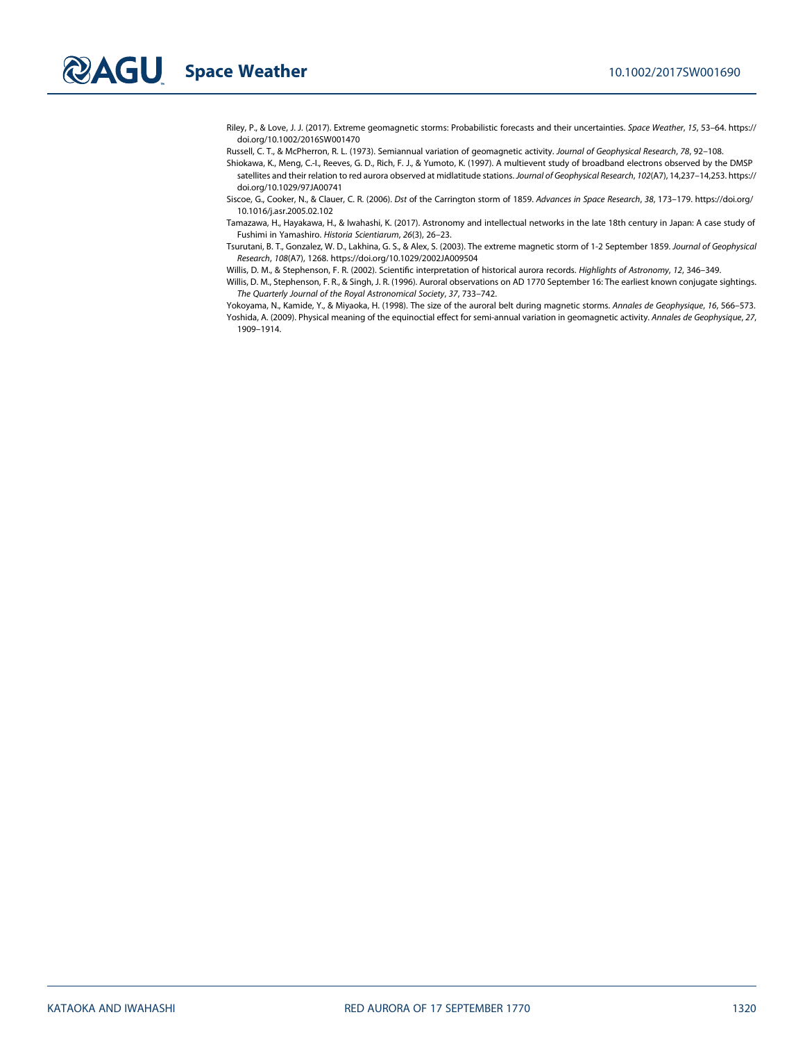Riley, P., & Love, J. J. (2017). Extreme geomagnetic storms: Probabilistic forecasts and their uncertainties. *Space Weather*, *15*, 53–64. https://doi.org/10.1002/2016SW001470

Russell, C. T., & McPherron, R. L. (1973). Semiannual variation of geomagnetic activity. *Journal of Geophysical Research*, *78*, 92–108.

Shiokawa, K., Meng, C.-I., Reeves, G. D., Rich, F. J., & Yumoto, K. (1997). A multievent study of broadband electrons observed by the DMSP satellites and their relation to red aurora observed at midlatitude stations. *Journal of Geophysical Research*, *102*(A7), 14,237–14,253. https://doi.org/10.1029/97JA00741

Siscoe, G., Cooker, N., & Clauer, C. R. (2006). *Dst* of the Carrington storm of 1859. *Advances in Space Research*, *38*, 173–179. https://doi.org/10.1016/j.asr.2005.02.102

Tamazawa, H., Hayakawa, H., & Iwahashi, K. (2017). Astronomy and intellectual networks in the late 18th century in Japan: A case study of Fushimi in Yamashiro. *Historia Scientiarum*, *26*(3), 26–23.

Tsurutani, B. T., Gonzalez, W. D., Lakhina, G. S., & Alex, S. (2003). The extreme magnetic storm of 1-2 September 1859. *Journal of Geophysical Research*, *108*(A7), 1268. https://doi.org/10.1029/2002JA009504

Willis, D. M., & Stephenson, F. R. (2002). Scientific interpretation of historical aurora records. *Highlights of Astronomy*, *12*, 346–349.

Willis, D. M., Stephenson, F. R., & Singh, J. R. (1996). Auroral observations on AD 1770 September 16: The earliest known conjugate sightings. *The Quarterly Journal of the Royal Astronomical Society*, *37*, 733–742.

Yokoyama, N., Kamide, Y., & Miyaoka, H. (1998). The size of the auroral belt during magnetic storms. *Annales de Geophysique*, *16*, 566–573.

Yoshida, A. (2009). Physical meaning of the equinoctial effect for semi-annual variation in geomagnetic activity. *Annales de Geophysique*, *27*, 1909–1914.